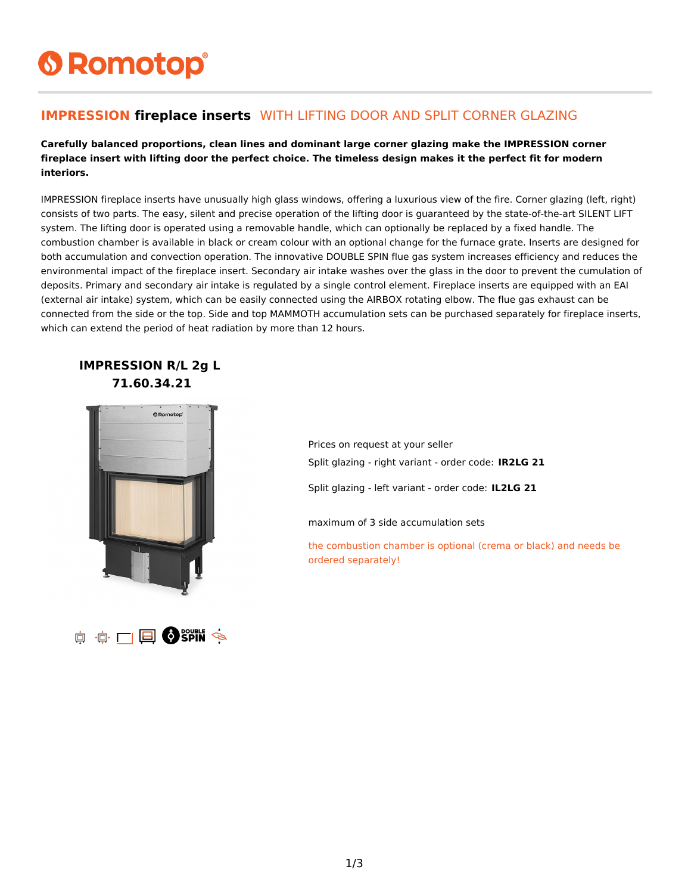# **IMPRESSION** fireplace inserts WITH LIFTING DOOR AND SPLIT CORNER GLAZING

**Carefully balanced proportions, clean lines and dominant large corner glazing make the IMPRESSION corner fireplace insert with lifting door the perfect choice. The timeless design makes it the perfect fit for modern interiors.**

IMPRESSION fireplace inserts have unusually high glass windows, offering a luxurious view of the fire. Corner glazing (left, right) consists of two parts. The easy, silent and precise operation of the lifting door is guaranteed by the state-of-the-art SILENT LIFT system. The lifting door is operated using a removable handle, which can optionally be replaced by a fixed handle. The combustion chamber is available in black or cream colour with an optional change for the furnace grate. Inserts are designed for both accumulation and convection operation. The innovative DOUBLE SPIN flue gas system increases efficiency and reduces the environmental impact of the fireplace insert. Secondary air intake washes over the glass in the door to prevent the cumulation of deposits. Primary and secondary air intake is regulated by a single control element. Fireplace inserts are equipped with an EAI (external air intake) system, which can be easily connected using the AIRBOX rotating elbow. The flue gas exhaust can be connected from the side or the top. Side and top MAMMOTH accumulation sets can be purchased separately for fireplace inserts, which can extend the period of heat radiation by more than 12 hours.

## IMPRESSION R/L 2g L
## 71.60.34.21

Prices on request at your seller

Split glazing - right variant - order code: **IR2LG 21**

Split glazing - left variant - order code: **IL2LG 21**

maximum of 3 side accumulation sets

the combustion chamber is optional (crema or black) and needs be ordered separately!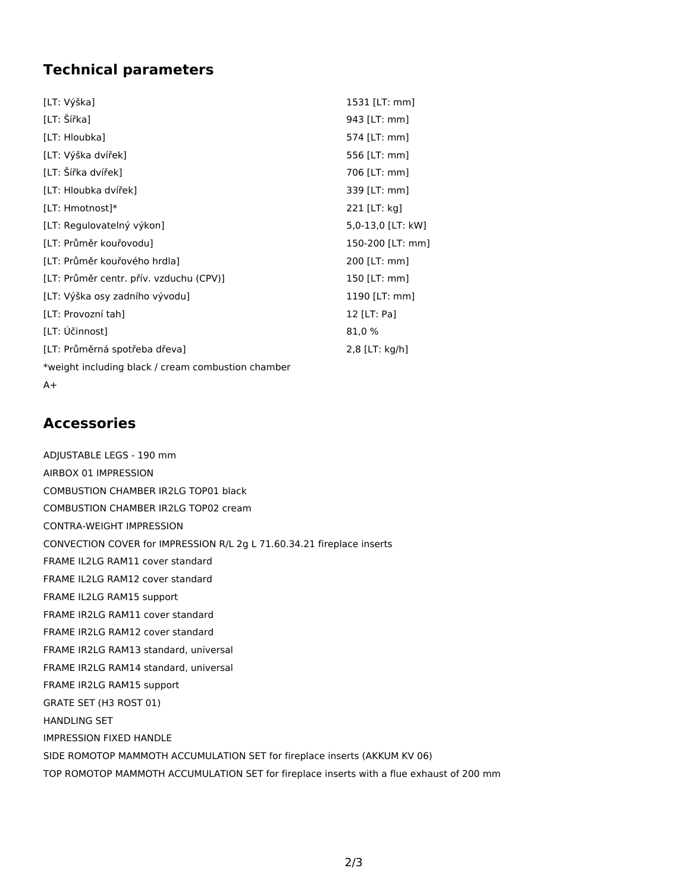## Technical parameters

| | |
|---|---|
| [LT: Výška] | 1531 [LT: mm] |
| [LT: Šířka] | 943 [LT: mm] |
| [LT: Hloubka] | 574 [LT: mm] |
| [LT: Výška dvířek] | 556 [LT: mm] |
| [LT: Šířka dvířek] | 706 [LT: mm] |
| [LT: Hloubka dvířek] | 339 [LT: mm] |
| [LT: Hmotnost]* | 221 [LT: kg] |
| [LT: Regulovatelný výkon] | 5,0-13,0 [LT: kW] |
| [LT: Průměr kouřovodu] | 150-200 [LT: mm] |
| [LT: Průměr kouřového hrdla] | 200 [LT: mm] |
| [LT: Průměr centr. přív. vzduchu (CPV)] | 150 [LT: mm] |
| [LT: Výška osy zadního vývodu] | 1190 [LT: mm] |
| [LT: Provozní tah] | 12 [LT: Pa] |
| [LT: Účinnost] | 81,0 % |
| [LT: Průměrná spotřeba dřeva] | 2,8 [LT: kg/h] |

*weight including black / cream combustion chamber

A+

## Accessories

ADJUSTABLE LEGS - 190 mm
AIRBOX 01 IMPRESSION
COMBUSTION CHAMBER IR2LG TOP01 black
COMBUSTION CHAMBER IR2LG TOP02 cream
CONTRA-WEIGHT IMPRESSION
CONVECTION COVER for IMPRESSION R/L 2g L 71.60.34.21 fireplace inserts
FRAME IL2LG RAM11 cover standard
FRAME IL2LG RAM12 cover standard
FRAME IL2LG RAM15 support
FRAME IR2LG RAM11 cover standard
FRAME IR2LG RAM12 cover standard
FRAME IR2LG RAM13 standard, universal
FRAME IR2LG RAM14 standard, universal
FRAME IR2LG RAM15 support
GRATE SET (H3 ROST 01)
HANDLING SET
IMPRESSION FIXED HANDLE
SIDE ROMOTOP MAMMOTH ACCUMULATION SET for fireplace inserts (AKKUM KV 06)
TOP ROMOTOP MAMMOTH ACCUMULATION SET for fireplace inserts with a flue exhaust of 200 mm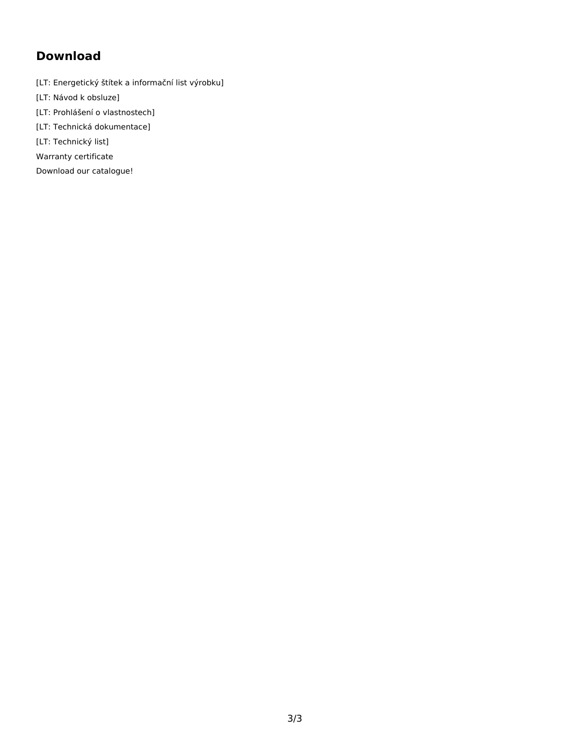## Download

[LT: Energetický štítek a informační list výrobku]

[LT: Návod k obsluze]

[LT: Prohlášení o vlastnostech]

[LT: Technická dokumentace]

[LT: Technický list]

Warranty certificate

Download our catalogue!